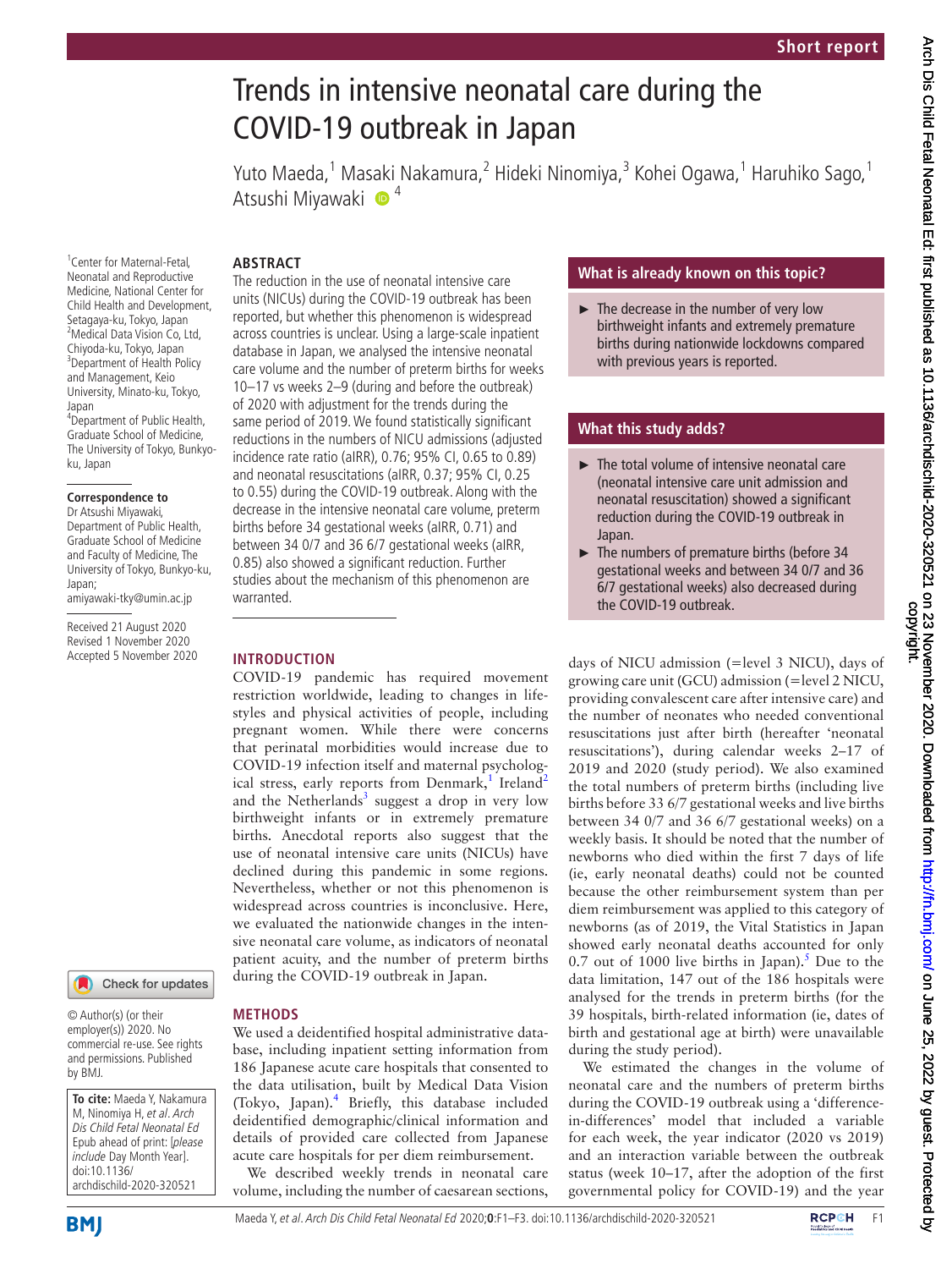# Trends in intensive neonatal care during the COVID-19 outbreak in Japan

Yuto Maeda,[1] Masaki Nakamura,[2] Hideki Ninomiya,[3] Kohei Ogawa,[1] Haruhiko Sago,[1] Atsushi Miyawaki [4]

[1]Center for Maternal-Fetal, Neonatal and Reproductive Medicine, National Center for Child Health and Development, Setagaya-ku, Tokyo, Japan
[2]Medical Data Vision Co, Ltd, Chiyoda-ku, Tokyo, Japan
[3]Department of Health Policy and Management, Keio University, Minato-ku, Tokyo, Japan
[4]Department of Public Health, Graduate School of Medicine, The University of Tokyo, Bunkyo-ku, Japan

**Correspondence to**
Dr Atsushi Miyawaki, Department of Public Health, Graduate School of Medicine and Faculty of Medicine, The University of Tokyo, Bunkyo-ku, Japan; amiyawaki-tky@umin.ac.jp

Received 21 August 2020
Revised 1 November 2020
Accepted 5 November 2020

© Author(s) (or their employer(s)) 2020. No commercial re-use. See rights and permissions. Published by BMJ.

**To cite:** Maeda Y, Nakamura M, Ninomiya H, *et al*. *Arch Dis Child Fetal Neonatal Ed* Epub ahead of print: [*please include* Day Month Year]. doi:10.1136/archdischild-2020-320521

## ABSTRACT

The reduction in the use of neonatal intensive care units (NICUs) during the COVID-19 outbreak has been reported, but whether this phenomenon is widespread across countries is unclear. Using a large-scale inpatient database in Japan, we analysed the intensive neonatal care volume and the number of preterm births for weeks 10–17 vs weeks 2–9 (during and before the outbreak) of 2020 with adjustment for the trends during the same period of 2019. We found statistically significant reductions in the numbers of NICU admissions (adjusted incidence rate ratio (aIRR), 0.76; 95% CI, 0.65 to 0.89) and neonatal resuscitations (aIRR, 0.37; 95% CI, 0.25 to 0.55) during the COVID-19 outbreak. Along with the decrease in the intensive neonatal care volume, preterm births before 34 gestational weeks (aIRR, 0.71) and between 34 0/7 and 36 6/7 gestational weeks (aIRR, 0.85) also showed a significant reduction. Further studies about the mechanism of this phenomenon are warranted.

## What is already known on this topic?

- The decrease in the number of very low birthweight infants and extremely premature births during nationwide lockdowns compared with previous years is reported.

## What this study adds?

- The total volume of intensive neonatal care (neonatal intensive care unit admission and neonatal resuscitation) showed a significant reduction during the COVID-19 outbreak in Japan.
- The numbers of premature births (before 34 gestational weeks and between 34 0/7 and 36 6/7 gestational weeks) also decreased during the COVID-19 outbreak.

## INTRODUCTION

COVID-19 pandemic has required movement restriction worldwide, leading to changes in lifestyles and physical activities of people, including pregnant women. While there were concerns that perinatal morbidities would increase due to COVID-19 infection itself and maternal psychological stress, early reports from Denmark,[1] Ireland[2] and the Netherlands[3] suggest a drop in very low birthweight infants or in extremely premature births. Anecdotal reports also suggest that the use of neonatal intensive care units (NICUs) have declined during this pandemic in some regions. Nevertheless, whether or not this phenomenon is widespread across countries is inconclusive. Here, we evaluated the nationwide changes in the intensive neonatal care volume, as indicators of neonatal patient acuity, and the number of preterm births during the COVID-19 outbreak in Japan.

## METHODS

We used a deidentified hospital administrative database, including inpatient setting information from 186 Japanese acute care hospitals that consented to the data utilisation, built by Medical Data Vision (Tokyo, Japan).[4] Briefly, this database included deidentified demographic/clinical information and details of provided care collected from Japanese acute care hospitals for per diem reimbursement.

We described weekly trends in neonatal care volume, including the number of caesarean sections, days of NICU admission (=level 3 NICU), days of growing care unit (GCU) admission (=level 2 NICU, providing convalescent care after intensive care) and the number of neonates who needed conventional resuscitations just after birth (hereafter 'neonatal resuscitations'), during calendar weeks 2–17 of 2019 and 2020 (study period). We also examined the total numbers of preterm births (including live births before 33 6/7 gestational weeks and live births between 34 0/7 and 36 6/7 gestational weeks) on a weekly basis. It should be noted that the number of newborns who died within the first 7 days of life (ie, early neonatal deaths) could not be counted because the other reimbursement system than per diem reimbursement was applied to this category of newborns (as of 2019, the Vital Statistics in Japan showed early neonatal deaths accounted for only 0.7 out of 1000 live births in Japan).[5] Due to the data limitation, 147 out of the 186 hospitals were analysed for the trends in preterm births (for the 39 hospitals, birth-related information (ie, dates of birth and gestational age at birth) were unavailable during the study period).

We estimated the changes in the volume of neonatal care and the numbers of preterm births during the COVID-19 outbreak using a 'difference-in-differences' model that included a variable for each week, the year indicator (2020 vs 2019) and an interaction variable between the outbreak status (week 10–17, after the adoption of the first governmental policy for COVID-19) and the year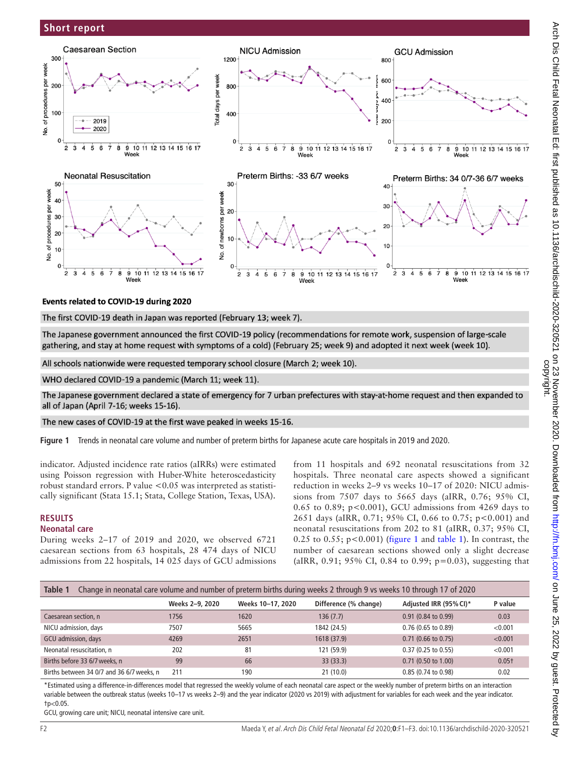**Events related to COVID-19 during 2020**

The first COVID-19 death in Japan was reported (February 13; week 7).

The Japanese government announced the first COVID-19 policy (recommendations for remote work, suspension of large-scale gathering, and stay at home request with symptoms of a cold) (February 25; week 9) and adopted it next week (week 10).

All schools nationwide were requested temporary school closure (March 2; week 10).

WHO declared COVID-19 a pandemic (March 11; week 11).

The Japanese government declared a state of emergency for 7 urban prefectures with stay-at-home request and then expanded to all of Japan (April 7-16; weeks 15-16).

The new cases of COVID-19 at the first wave peaked in weeks 15-16.

**Figure 1** Trends in neonatal care volume and number of preterm births for Japanese acute care hospitals in 2019 and 2020.

indicator. Adjusted incidence rate ratios (aIRRs) were estimated using Poisson regression with Huber-White heteroscedasticity robust standard errors. P value <0.05 was interpreted as statistically significant (Stata 15.1; Stata, College Station, Texas, USA).

## RESULTS

### Neonatal care

During weeks 2–17 of 2019 and 2020, we observed 6721 caesarean sections from 63 hospitals, 28 474 days of NICU admissions from 22 hospitals, 14 025 days of GCU admissions from 11 hospitals and 692 neonatal resuscitations from 32 hospitals. Three neonatal care aspects showed a significant reduction in weeks 2–9 vs weeks 10–17 of 2020: NICU admissions from 7507 days to 5665 days (aIRR, 0.76; 95% CI, 0.65 to 0.89; p<0.001), GCU admissions from 4269 days to 2651 days (aIRR, 0.71; 95% CI, 0.66 to 0.75; p<0.001) and neonatal resuscitations from 202 to 81 (aIRR, 0.37; 95% CI, 0.25 to 0.55; p<0.001) (figure 1 and table 1). In contrast, the number of caesarean sections showed only a slight decrease (aIRR, 0.91; 95% CI, 0.84 to 0.99; p=0.03), suggesting that

**Table 1** Change in neonatal care volume and number of preterm births during weeks 2 through 9 vs weeks 10 through 17 of 2020

| | Weeks 2–9, 2020 | Weeks 10–17, 2020 | Difference (% change) | Adjusted IRR (95% CI)* | P value |
|---|---|---|---|---|---|
| Caesarean section, n | 1756 | 1620 | 136 (7.7) | 0.91 (0.84 to 0.99) | 0.03 |
| NICU admission, days | 7507 | 5665 | 1842 (24.5) | 0.76 (0.65 to 0.89) | <0.001 |
| GCU admission, days | 4269 | 2651 | 1618 (37.9) | 0.71 (0.66 to 0.75) | <0.001 |
| Neonatal resuscitation, n | 202 | 81 | 121 (59.9) | 0.37 (0.25 to 0.55) | <0.001 |
| Births before 33 6/7 weeks, n | 99 | 66 | 33 (33.3) | 0.71 (0.50 to 1.00) | 0.05† |
| Births between 34 0/7 and 36 6/7 weeks, n | 211 | 190 | 21 (10.0) | 0.85 (0.74 to 0.98) | 0.02 |

*Estimated using a difference-in-differences model that regressed the weekly volume of each neonatal care aspect or the weekly number of preterm births on an interaction variable between the outbreak status (weeks 10–17 vs weeks 2–9) and the year indicator (2020 vs 2019) with adjustment for variables for each week and the year indicator.
†p<0.05.
GCU, growing care unit; NICU, neonatal intensive care unit.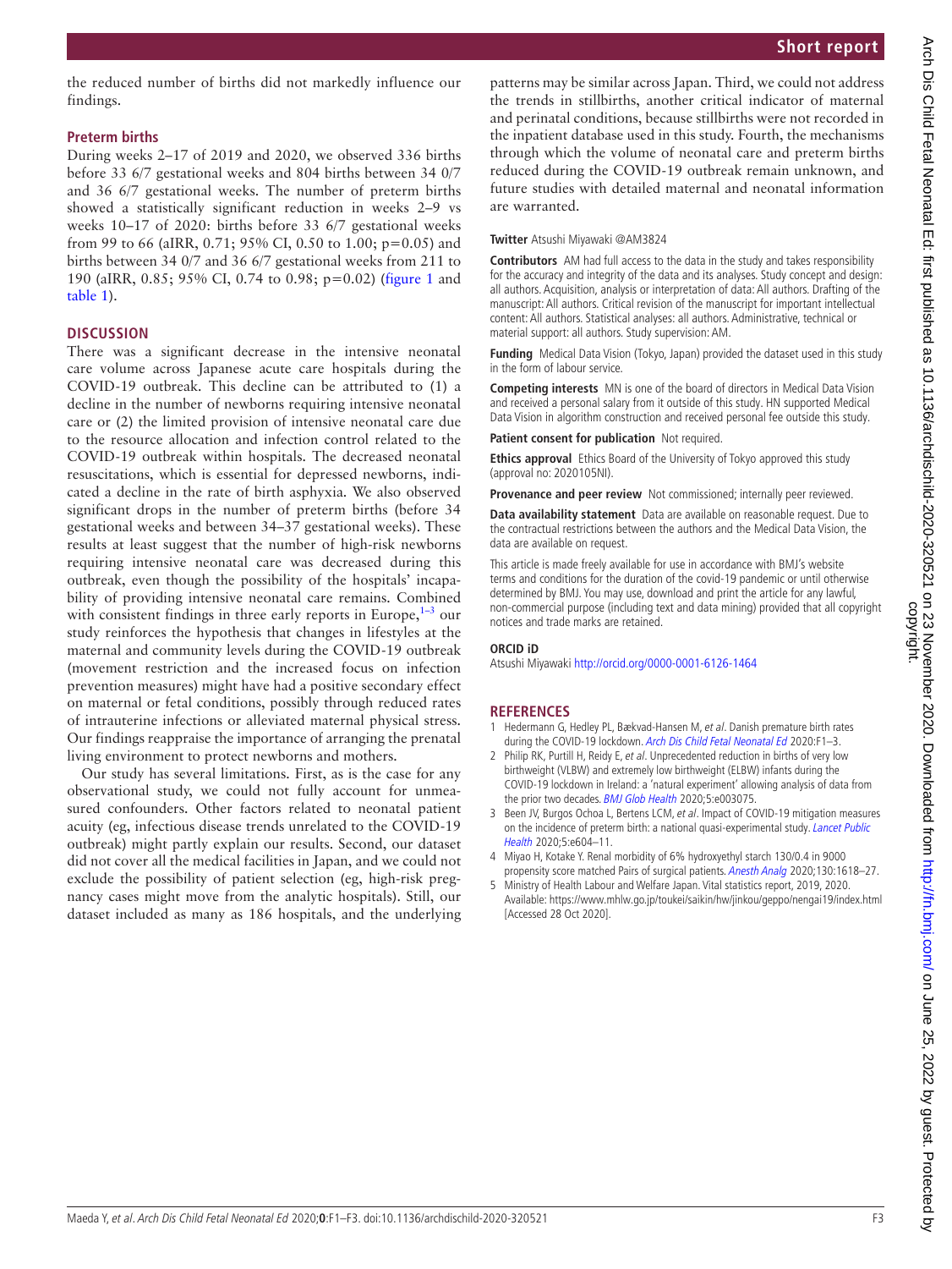the reduced number of births did not markedly influence our findings.

### Preterm births

During weeks 2–17 of 2019 and 2020, we observed 336 births before 33 6/7 gestational weeks and 804 births between 34 0/7 and 36 6/7 gestational weeks. The number of preterm births showed a statistically significant reduction in weeks 2–9 vs weeks 10–17 of 2020: births before 33 6/7 gestational weeks from 99 to 66 (aIRR, 0.71; 95% CI, 0.50 to 1.00; p=0.05) and births between 34 0/7 and 36 6/7 gestational weeks from 211 to 190 (aIRR, 0.85; 95% CI, 0.74 to 0.98; p=0.02) (figure 1 and table 1).

## DISCUSSION

There was a significant decrease in the intensive neonatal care volume across Japanese acute care hospitals during the COVID-19 outbreak. This decline can be attributed to (1) a decline in the number of newborns requiring intensive neonatal care or (2) the limited provision of intensive neonatal care due to the resource allocation and infection control related to the COVID-19 outbreak within hospitals. The decreased neonatal resuscitations, which is essential for depressed newborns, indicated a decline in the rate of birth asphyxia. We also observed significant drops in the number of preterm births (before 34 gestational weeks and between 34–37 gestational weeks). These results at least suggest that the number of high-risk newborns requiring intensive neonatal care was decreased during this outbreak, even though the possibility of the hospitals' incapability of providing intensive neonatal care remains. Combined with consistent findings in three early reports in Europe,[1–3] our study reinforces the hypothesis that changes in lifestyles at the maternal and community levels during the COVID-19 outbreak (movement restriction and the increased focus on infection prevention measures) might have had a positive secondary effect on maternal or fetal conditions, possibly through reduced rates of intrauterine infections or alleviated maternal physical stress. Our findings reappraise the importance of arranging the prenatal living environment to protect newborns and mothers.

Our study has several limitations. First, as is the case for any observational study, we could not fully account for unmeasured confounders. Other factors related to neonatal patient acuity (eg, infectious disease trends unrelated to the COVID-19 outbreak) might partly explain our results. Second, our dataset did not cover all the medical facilities in Japan, and we could not exclude the possibility of patient selection (eg, high-risk pregnancy cases might move from the analytic hospitals). Still, our dataset included as many as 186 hospitals, and the underlying patterns may be similar across Japan. Third, we could not address the trends in stillbirths, another critical indicator of maternal and perinatal conditions, because stillbirths were not recorded in the inpatient database used in this study. Fourth, the mechanisms through which the volume of neonatal care and preterm births reduced during the COVID-19 outbreak remain unknown, and future studies with detailed maternal and neonatal information are warranted.

**Twitter** Atsushi Miyawaki @AM3824

**Contributors** AM had full access to the data in the study and takes responsibility for the accuracy and integrity of the data and its analyses. Study concept and design: all authors. Acquisition, analysis or interpretation of data: All authors. Drafting of the manuscript: All authors. Critical revision of the manuscript for important intellectual content: All authors. Statistical analyses: all authors. Administrative, technical or material support: all authors. Study supervision: AM.

**Funding** Medical Data Vision (Tokyo, Japan) provided the dataset used in this study in the form of labour service.

**Competing interests** MN is one of the board of directors in Medical Data Vision and received a personal salary from it outside of this study. HN supported Medical Data Vision in algorithm construction and received personal fee outside this study.

**Patient consent for publication** Not required.

**Ethics approval** Ethics Board of the University of Tokyo approved this study (approval no: 2020105NI).

**Provenance and peer review** Not commissioned; internally peer reviewed.

**Data availability statement** Data are available on reasonable request. Due to the contractual restrictions between the authors and the Medical Data Vision, the data are available on request.

This article is made freely available for use in accordance with BMJ's website terms and conditions for the duration of the covid-19 pandemic or until otherwise determined by BMJ. You may use, download and print the article for any lawful, non-commercial purpose (including text and data mining) provided that all copyright notices and trade marks are retained.

### ORCID iD

Atsushi Miyawaki http://orcid.org/0000-0001-6126-1464

## REFERENCES

1. Hedermann G, Hedley PL, Bækvad-Hansen M, *et al*. Danish premature birth rates during the COVID-19 lockdown. *Arch Dis Child Fetal Neonatal Ed* 2020:F1–3.
2. Philip RK, Purtill H, Reidy E, *et al*. Unprecedented reduction in births of very low birthweight (VLBW) and extremely low birthweight (ELBW) infants during the COVID-19 lockdown in Ireland: a 'natural experiment' allowing analysis of data from the prior two decades. *BMJ Glob Health* 2020;5:e003075.
3. Been JV, Burgos Ochoa L, Bertens LCM, *et al*. Impact of COVID-19 mitigation measures on the incidence of preterm birth: a national quasi-experimental study. *Lancet Public Health* 2020;5:e604–11.
4. Miyao H, Kotake Y. Renal morbidity of 6% hydroxyethyl starch 130/0.4 in 9000 propensity score matched Pairs of surgical patients. *Anesth Analg* 2020;130:1618–27.
5. Ministry of Health Labour and Welfare Japan. Vital statistics report, 2019, 2020. Available: https://www.mhlw.go.jp/toukei/saikin/hw/jinkou/geppo/nengai19/index.html [Accessed 28 Oct 2020].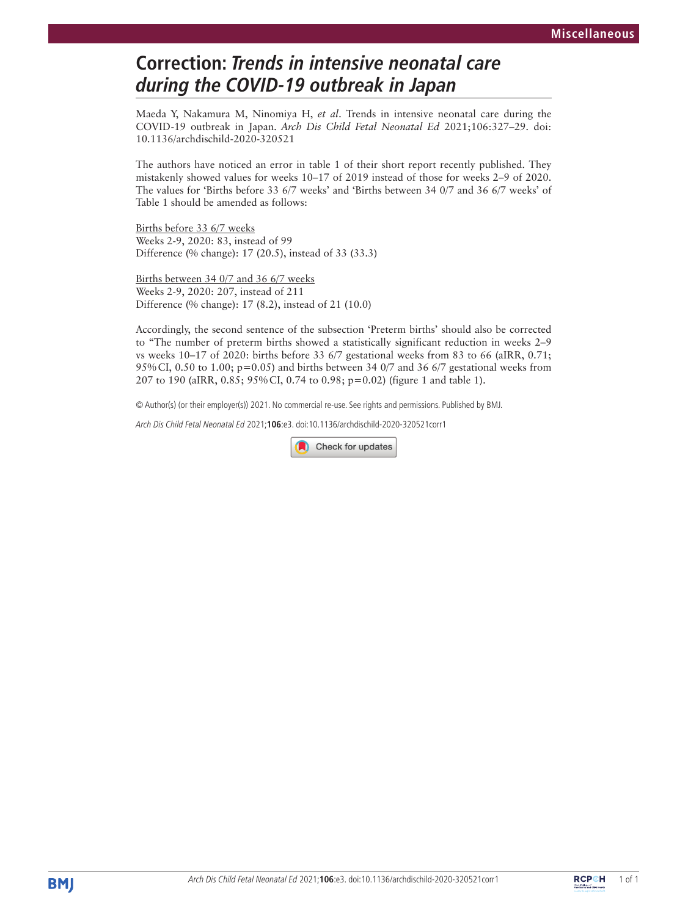# Correction: *Trends in intensive neonatal care during the COVID-19 outbreak in Japan*

Maeda Y, Nakamura M, Ninomiya H, *et al*. Trends in intensive neonatal care during the COVID-19 outbreak in Japan. *Arch Dis Child Fetal Neonatal Ed* 2021;106:327–29. doi: 10.1136/archdischild-2020-320521

The authors have noticed an error in table 1 of their short report recently published. They mistakenly showed values for weeks 10–17 of 2019 instead of those for weeks 2–9 of 2020. The values for 'Births before 33 6/7 weeks' and 'Births between 34 0/7 and 36 6/7 weeks' of Table 1 should be amended as follows:

Births before 33 6/7 weeks
Weeks 2-9, 2020: 83, instead of 99
Difference (% change): 17 (20.5), instead of 33 (33.3)

Births between 34 0/7 and 36 6/7 weeks
Weeks 2-9, 2020: 207, instead of 211
Difference (% change): 17 (8.2), instead of 21 (10.0)

Accordingly, the second sentence of the subsection 'Preterm births' should also be corrected to "The number of preterm births showed a statistically significant reduction in weeks 2–9 vs weeks 10–17 of 2020: births before 33 6/7 gestational weeks from 83 to 66 (aIRR, 0.71; 95% CI, 0.50 to 1.00; p=0.05) and births between 34 0/7 and 36 6/7 gestational weeks from 207 to 190 (aIRR, 0.85; 95% CI, 0.74 to 0.98; p=0.02) (figure 1 and table 1).

© Author(s) (or their employer(s)) 2021. No commercial re-use. See rights and permissions. Published by BMJ.

*Arch Dis Child Fetal Neonatal Ed* 2021;**106**:e3. doi:10.1136/archdischild-2020-320521corr1